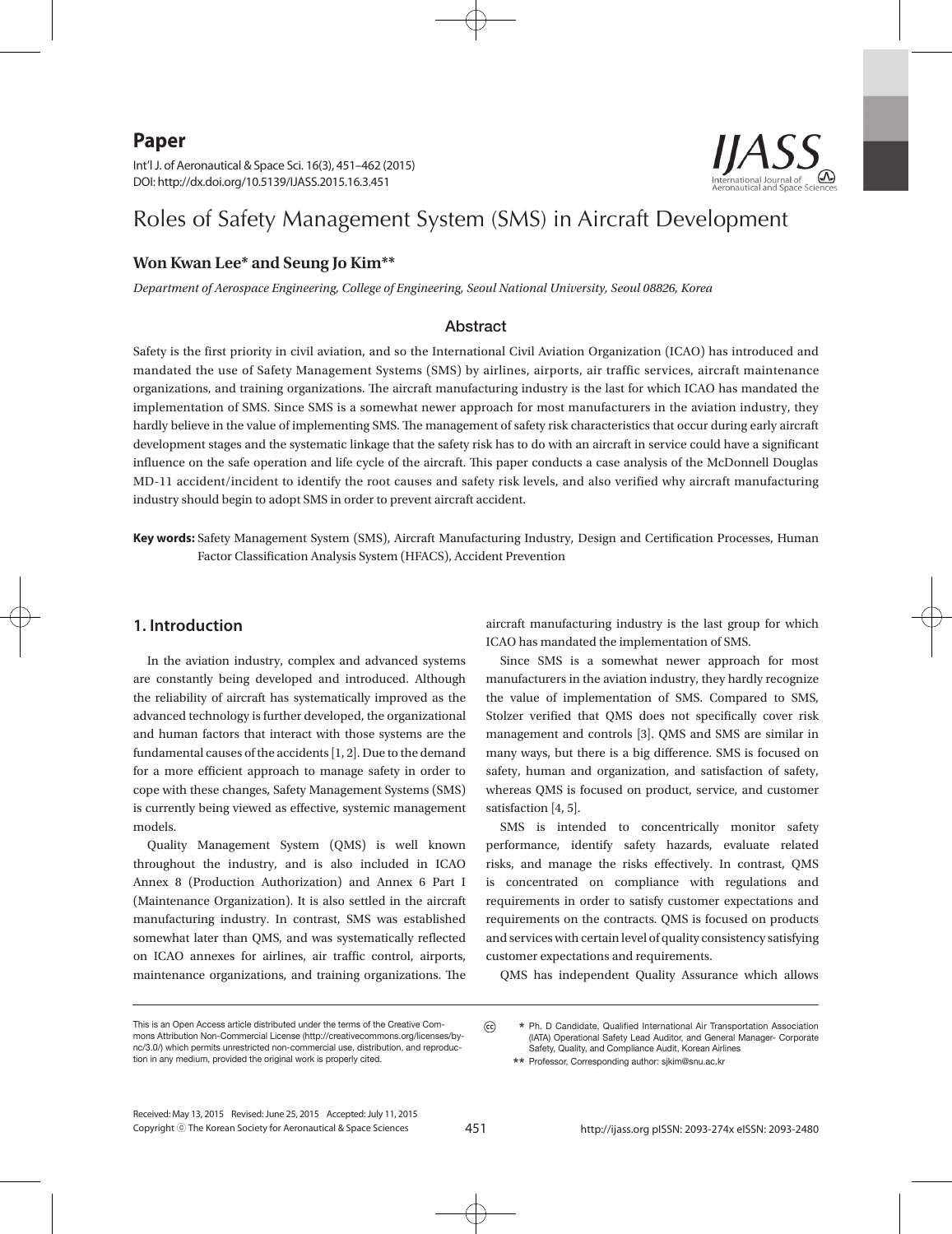**Paper**

# Roles of Safety Management System (SMS) in Aircraft Development

**Won Kwan Lee* and Seung Jo Kim****

*Department of Aerospace Engineering, College of Engineering, Seoul National University, Seoul 08826, Korea*

## Abstract

Safety is the first priority in civil aviation, and so the International Civil Aviation Organization (ICAO) has introduced and mandated the use of Safety Management Systems (SMS) by airlines, airports, air traffic services, aircraft maintenance organizations, and training organizations. The aircraft manufacturing industry is the last for which ICAO has mandated the implementation of SMS. Since SMS is a somewhat newer approach for most manufacturers in the aviation industry, they hardly believe in the value of implementing SMS. The management of safety risk characteristics that occur during early aircraft development stages and the systematic linkage that the safety risk has to do with an aircraft in service could have a significant influence on the safe operation and life cycle of the aircraft. This paper conducts a case analysis of the McDonnell Douglas MD-11 accident/incident to identify the root causes and safety risk levels, and also verified why aircraft manufacturing industry should begin to adopt SMS in order to prevent aircraft accident.

**Key words:** Safety Management System (SMS), Aircraft Manufacturing Industry, Design and Certification Processes, Human Factor Classification Analysis System (HFACS), Accident Prevention

## 1. Introduction

In the aviation industry, complex and advanced systems are constantly being developed and introduced. Although the reliability of aircraft has systematically improved as the advanced technology is further developed, the organizational and human factors that interact with those systems are the fundamental causes of the accidents [1, 2]. Due to the demand for a more efficient approach to manage safety in order to cope with these changes, Safety Management Systems (SMS) is currently being viewed as effective, systemic management models.

Quality Management System (QMS) is well known throughout the industry, and is also included in ICAO Annex 8 (Production Authorization) and Annex 6 Part I (Maintenance Organization). It is also settled in the aircraft manufacturing industry. In contrast, SMS was established somewhat later than QMS, and was systematically reflected on ICAO annexes for airlines, air traffic control, airports, maintenance organizations, and training organizations. The aircraft manufacturing industry is the last group for which ICAO has mandated the implementation of SMS.

Since SMS is a somewhat newer approach for most manufacturers in the aviation industry, they hardly recognize the value of implementation of SMS. Compared to SMS, Stolzer verified that QMS does not specifically cover risk management and controls [3]. QMS and SMS are similar in many ways, but there is a big difference. SMS is focused on safety, human and organization, and satisfaction of safety, whereas QMS is focused on product, service, and customer satisfaction [4, 5].

SMS is intended to concentrically monitor safety performance, identify safety hazards, evaluate related risks, and manage the risks effectively. In contrast, QMS is concentrated on compliance with regulations and requirements in order to satisfy customer expectations and requirements on the contracts. QMS is focused on products and services with certain level of quality consistency satisfying customer expectations and requirements.

QMS has independent Quality Assurance which allows

---

This is an Open Access article distributed under the terms of the Creative Commons Attribution Non-Commercial License (http://creativecommons.org/licenses/by-nc/3.0/) which permits unrestricted non-commercial use, distribution, and reproduction in any medium, provided the original work is properly cited.

\* Ph. D Candidate, Qualified International Air Transportation Association (IATA) Operational Safety Lead Auditor, and General Manager- Corporate Safety, Quality, and Compliance Audit, Korean Airlines

\*\* Professor, Corresponding author: sjkim@snu.ac.kr

Received: May 13, 2015 Revised: June 25, 2015 Accepted: July 11, 2015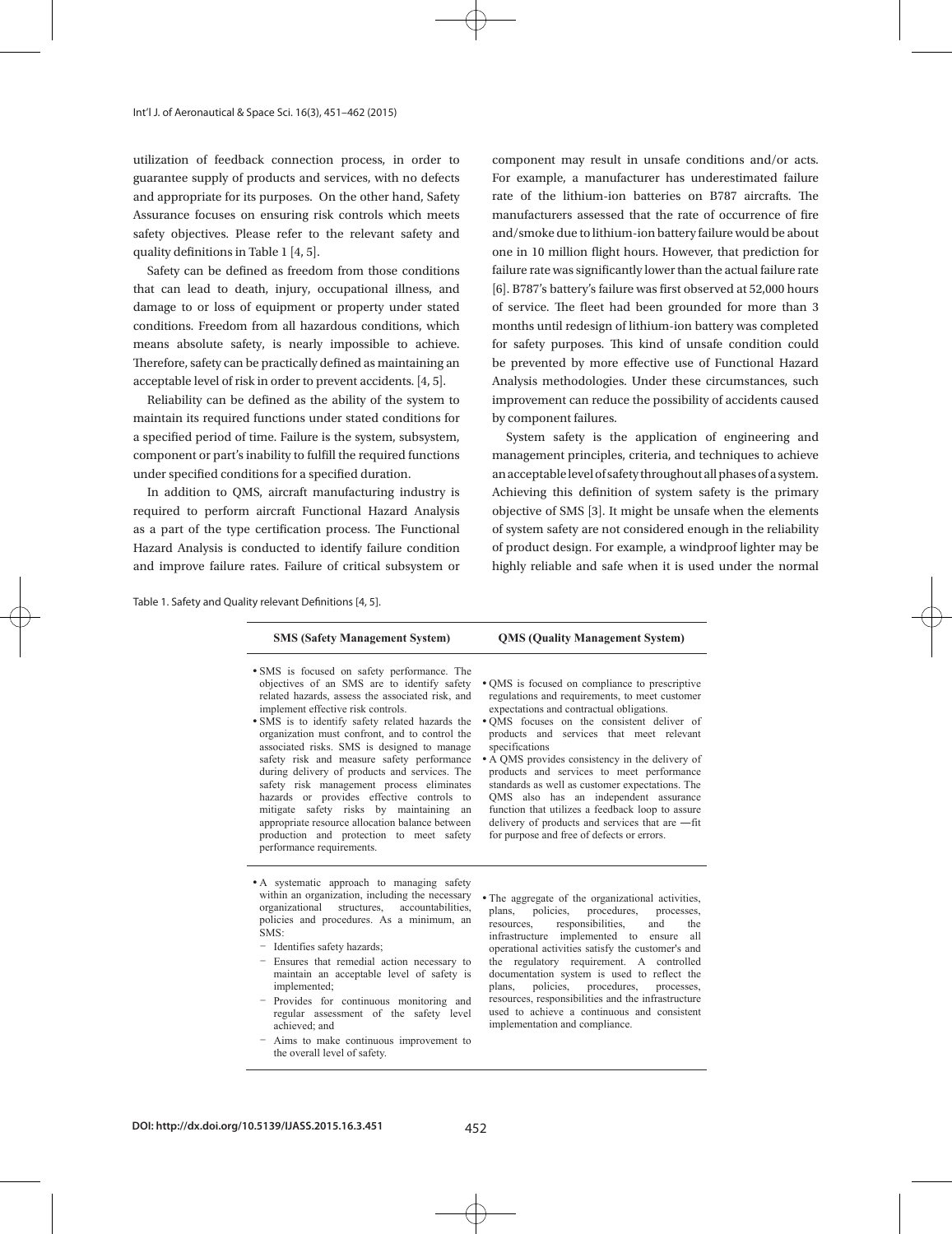utilization of feedback connection process, in order to guarantee supply of products and services, with no defects and appropriate for its purposes. On the other hand, Safety Assurance focuses on ensuring risk controls which meets safety objectives. Please refer to the relevant safety and quality definitions in Table 1 [4, 5].

Safety can be defined as freedom from those conditions that can lead to death, injury, occupational illness, and damage to or loss of equipment or property under stated conditions. Freedom from all hazardous conditions, which means absolute safety, is nearly impossible to achieve. Therefore, safety can be practically defined as maintaining an acceptable level of risk in order to prevent accidents. [4, 5].

Reliability can be defined as the ability of the system to maintain its required functions under stated conditions for a specified period of time. Failure is the system, subsystem, component or part's inability to fulfill the required functions under specified conditions for a specified duration.

In addition to QMS, aircraft manufacturing industry is required to perform aircraft Functional Hazard Analysis as a part of the type certification process. The Functional Hazard Analysis is conducted to identify failure condition and improve failure rates. Failure of critical subsystem or component may result in unsafe conditions and/or acts. For example, a manufacturer has underestimated failure rate of the lithium-ion batteries on B787 aircrafts. The manufacturers assessed that the rate of occurrence of fire and/smoke due to lithium-ion battery failure would be about one in 10 million flight hours. However, that prediction for failure rate was significantly lower than the actual failure rate [6]. B787's battery's failure was first observed at 52,000 hours of service. The fleet had been grounded for more than 3 months until redesign of lithium-ion battery was completed for safety purposes. This kind of unsafe condition could be prevented by more effective use of Functional Hazard Analysis methodologies. Under these circumstances, such improvement can reduce the possibility of accidents caused by component failures.

System safety is the application of engineering and management principles, criteria, and techniques to achieve an acceptable level of safety throughout all phases of a system. Achieving this definition of system safety is the primary objective of SMS [3]. It might be unsafe when the elements of system safety are not considered enough in the reliability of product design. For example, a windproof lighter may be highly reliable and safe when it is used under the normal

Table 1. Safety and Quality relevant Definitions [4, 5].

| SMS (Safety Management System) | QMS (Quality Management System) |
|---|---|
| • SMS is focused on safety performance. The objectives of an SMS are to identify safety related hazards, assess the associated risk, and implement effective risk controls.<br>• SMS is to identify safety related hazards the organization must confront, and to control the associated risks. SMS is designed to manage safety risk and measure safety performance during delivery of products and services. The safety risk management process eliminates hazards or provides effective controls to mitigate safety risks by maintaining an appropriate resource allocation balance between production and protection to meet safety performance requirements. | • QMS is focused on compliance to prescriptive regulations and requirements, to meet customer expectations and contractual obligations.<br>• QMS focuses on the consistent deliver of products and services that meet relevant specifications<br>• A QMS provides consistency in the delivery of products and services to meet performance standards as well as customer expectations. The QMS also has an independent assurance function that utilizes a feedback loop to assure delivery of products and services that are —fit for purpose and free of defects or errors. |
| • A systematic approach to managing safety within an organization, including the necessary organizational structures, accountabilities, policies and procedures. As a minimum, an SMS:<br>− Identifies safety hazards;<br>− Ensures that remedial action necessary to maintain an acceptable level of safety is implemented;<br>− Provides for continuous monitoring and regular assessment of the safety level achieved; and<br>− Aims to make continuous improvement to the overall level of safety. | • The aggregate of the organizational activities, plans, policies, procedures, processes, resources, responsibilities, and the infrastructure implemented to ensure all operational activities satisfy the customer's and the regulatory requirement. A controlled documentation system is used to reflect the plans, policies, procedures, processes, resources, responsibilities and the infrastructure used to achieve a continuous and consistent implementation and compliance. |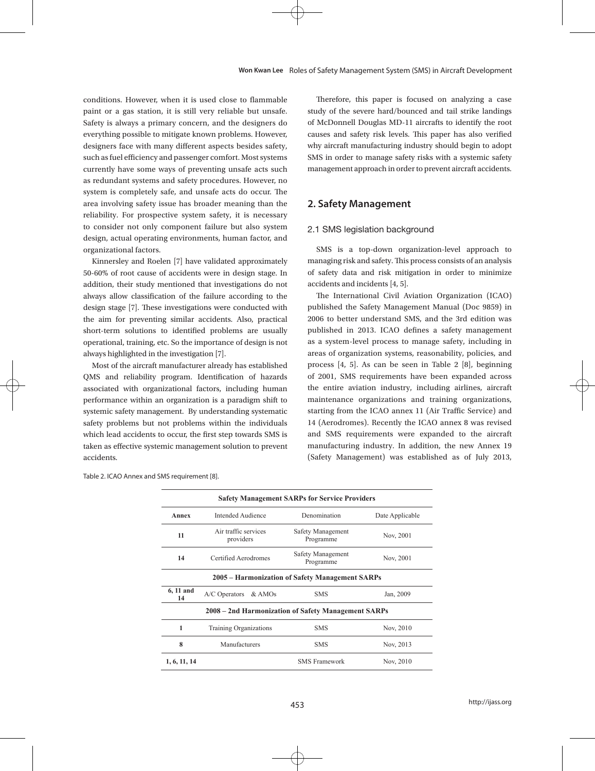conditions. However, when it is used close to flammable paint or a gas station, it is still very reliable but unsafe. Safety is always a primary concern, and the designers do everything possible to mitigate known problems. However, designers face with many different aspects besides safety, such as fuel efficiency and passenger comfort. Most systems currently have some ways of preventing unsafe acts such as redundant systems and safety procedures. However, no system is completely safe, and unsafe acts do occur. The area involving safety issue has broader meaning than the reliability. For prospective system safety, it is necessary to consider not only component failure but also system design, actual operating environments, human factor, and organizational factors.

Kinnersley and Roelen [7] have validated approximately 50-60% of root cause of accidents were in design stage. In addition, their study mentioned that investigations do not always allow classification of the failure according to the design stage [7]. These investigations were conducted with the aim for preventing similar accidents. Also, practical short-term solutions to identified problems are usually operational, training, etc. So the importance of design is not always highlighted in the investigation [7].

Most of the aircraft manufacturer already has established QMS and reliability program. Identification of hazards associated with organizational factors, including human performance within an organization is a paradigm shift to systemic safety management. By understanding systematic safety problems but not problems within the individuals which lead accidents to occur, the first step towards SMS is taken as effective systemic management solution to prevent accidents.

Therefore, this paper is focused on analyzing a case study of the severe hard/bounced and tail strike landings of McDonnell Douglas MD-11 aircrafts to identify the root causes and safety risk levels. This paper has also verified why aircraft manufacturing industry should begin to adopt SMS in order to manage safety risks with a systemic safety management approach in order to prevent aircraft accidents.

## 2. Safety Management

### 2.1 SMS legislation background

SMS is a top-down organization-level approach to managing risk and safety. This process consists of an analysis of safety data and risk mitigation in order to minimize accidents and incidents [4, 5].

The International Civil Aviation Organization (ICAO) published the Safety Management Manual (Doc 9859) in 2006 to better understand SMS, and the 3rd edition was published in 2013. ICAO defines a safety management as a system-level process to manage safety, including in areas of organization systems, reasonability, policies, and process [4, 5]. As can be seen in Table 2 [8], beginning of 2001, SMS requirements have been expanded across the entire aviation industry, including airlines, aircraft maintenance organizations and training organizations, starting from the ICAO annex 11 (Air Traffic Service) and 14 (Aerodromes). Recently the ICAO annex 8 was revised and SMS requirements were expanded to the aircraft manufacturing industry. In addition, the new Annex 19 (Safety Management) was established as of July 2013,

Table 2. ICAO Annex and SMS requirement [8].

| **Safety Management SARPs for Service Providers** | | | |
|---|---|---|---|
| **Annex** | Intended Audience | Denomination | Date Applicable |
| **11** | Air traffic services providers | Safety Management Programme | Nov, 2001 |
| **14** | Certified Aerodromes | Safety Management Programme | Nov, 2001 |
| **2005 – Harmonization of Safety Management SARPs** | | | |
| **6, 11 and 14** | A/C Operators & AMOs | SMS | Jan, 2009 |
| **2008 – 2nd Harmonization of Safety Management SARPs** | | | |
| **1** | Training Organizations | SMS | Nov, 2010 |
| **8** | Manufacturers | SMS | Nov, 2013 |
| **1, 6, 11, 14** | | SMS Framework | Nov, 2010 |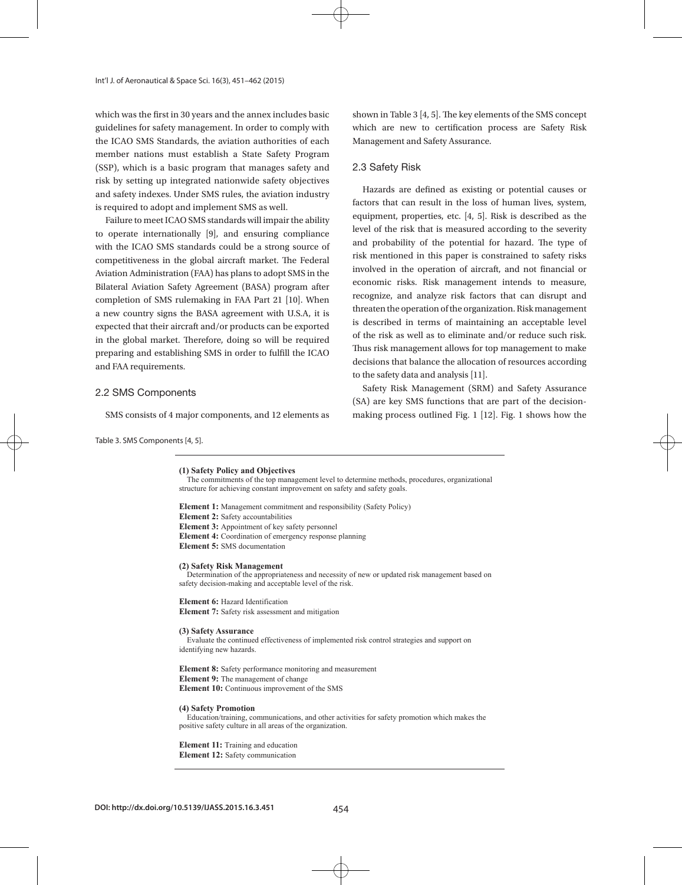which was the first in 30 years and the annex includes basic guidelines for safety management. In order to comply with the ICAO SMS Standards, the aviation authorities of each member nations must establish a State Safety Program (SSP), which is a basic program that manages safety and risk by setting up integrated nationwide safety objectives and safety indexes. Under SMS rules, the aviation industry is required to adopt and implement SMS as well.

Failure to meet ICAO SMS standards will impair the ability to operate internationally [9], and ensuring compliance with the ICAO SMS standards could be a strong source of competitiveness in the global aircraft market. The Federal Aviation Administration (FAA) has plans to adopt SMS in the Bilateral Aviation Safety Agreement (BASA) program after completion of SMS rulemaking in FAA Part 21 [10]. When a new country signs the BASA agreement with U.S.A, it is expected that their aircraft and/or products can be exported in the global market. Therefore, doing so will be required preparing and establishing SMS in order to fulfill the ICAO and FAA requirements.

## 2.2 SMS Components

SMS consists of 4 major components, and 12 elements as shown in Table 3 [4, 5]. The key elements of the SMS concept which are new to certification process are Safety Risk Management and Safety Assurance.

Table 3. SMS Components [4, 5].

**(1) Safety Policy and Objectives**
The commitments of the top management level to determine methods, procedures, organizational structure for achieving constant improvement on safety and safety goals.

**Element 1:** Management commitment and responsibility (Safety Policy)
**Element 2:** Safety accountabilities
**Element 3:** Appointment of key safety personnel
**Element 4:** Coordination of emergency response planning
**Element 5:** SMS documentation

**(2) Safety Risk Management**
Determination of the appropriateness and necessity of new or updated risk management based on safety decision-making and acceptable level of the risk.

**Element 6:** Hazard Identification
**Element 7:** Safety risk assessment and mitigation

**(3) Safety Assurance**
Evaluate the continued effectiveness of implemented risk control strategies and support on identifying new hazards.

**Element 8:** Safety performance monitoring and measurement
**Element 9:** The management of change
**Element 10:** Continuous improvement of the SMS

**(4) Safety Promotion**
Education/training, communications, and other activities for safety promotion which makes the positive safety culture in all areas of the organization.

**Element 11:** Training and education
**Element 12:** Safety communication

## 2.3 Safety Risk

Hazards are defined as existing or potential causes or factors that can result in the loss of human lives, system, equipment, properties, etc. [4, 5]. Risk is described as the level of the risk that is measured according to the severity and probability of the potential for hazard. The type of risk mentioned in this paper is constrained to safety risks involved in the operation of aircraft, and not financial or economic risks. Risk management intends to measure, recognize, and analyze risk factors that can disrupt and threaten the operation of the organization. Risk management is described in terms of maintaining an acceptable level of the risk as well as to eliminate and/or reduce such risk. Thus risk management allows for top management to make decisions that balance the allocation of resources according to the safety data and analysis [11].

Safety Risk Management (SRM) and Safety Assurance (SA) are key SMS functions that are part of the decision-making process outlined Fig. 1 [12]. Fig. 1 shows how the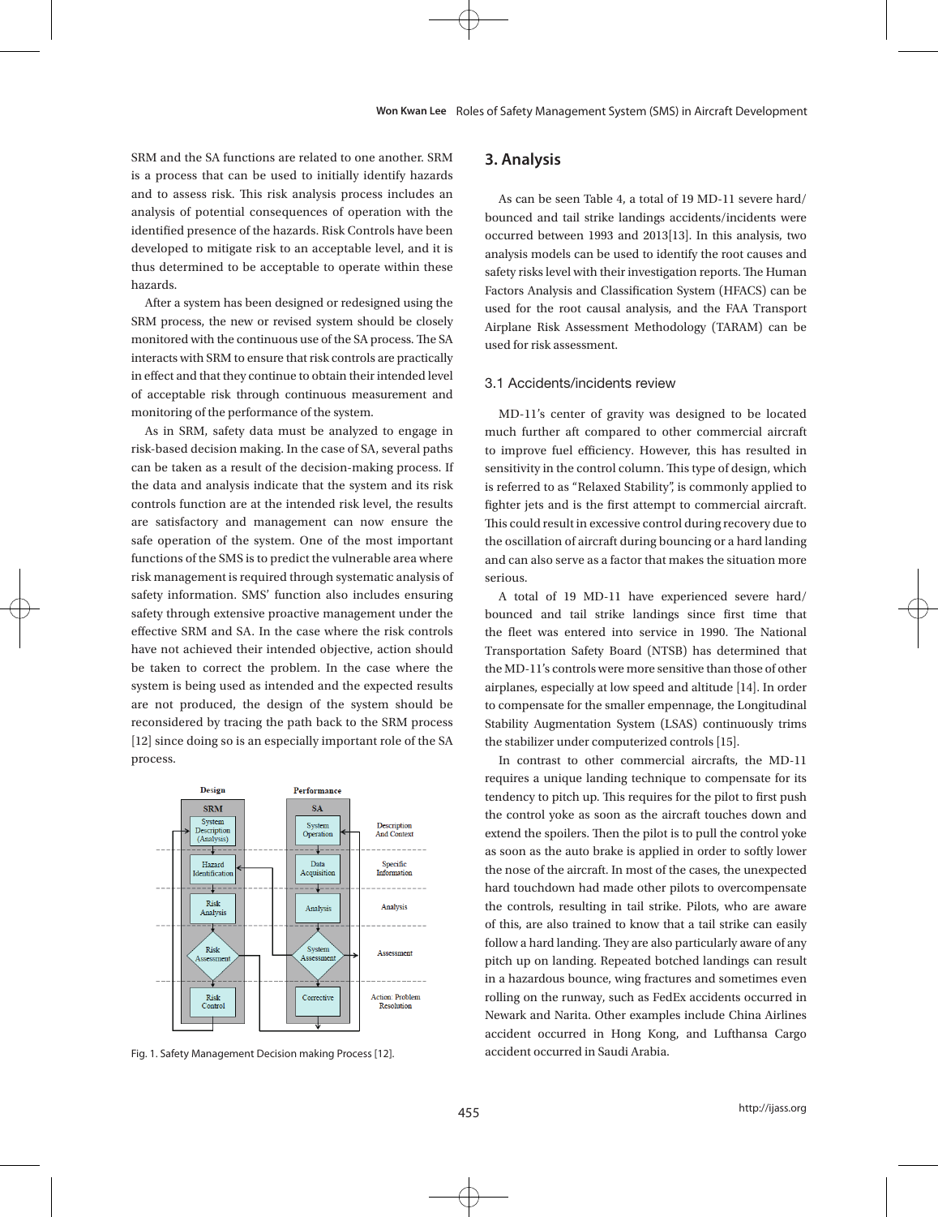SRM and the SA functions are related to one another. SRM is a process that can be used to initially identify hazards and to assess risk. This risk analysis process includes an analysis of potential consequences of operation with the identified presence of the hazards. Risk Controls have been developed to mitigate risk to an acceptable level, and it is thus determined to be acceptable to operate within these hazards.

After a system has been designed or redesigned using the SRM process, the new or revised system should be closely monitored with the continuous use of the SA process. The SA interacts with SRM to ensure that risk controls are practically in effect and that they continue to obtain their intended level of acceptable risk through continuous measurement and monitoring of the performance of the system.

As in SRM, safety data must be analyzed to engage in risk-based decision making. In the case of SA, several paths can be taken as a result of the decision-making process. If the data and analysis indicate that the system and its risk controls function are at the intended risk level, the results are satisfactory and management can now ensure the safe operation of the system. One of the most important functions of the SMS is to predict the vulnerable area where risk management is required through systematic analysis of safety information. SMS' function also includes ensuring safety through extensive proactive management under the effective SRM and SA. In the case where the risk controls have not achieved their intended objective, action should be taken to correct the problem. In the case where the system is being used as intended and the expected results are not produced, the design of the system should be reconsidered by tracing the path back to the SRM process [12] since doing so is an especially important role of the SA process.

Fig. 1. Safety Management Decision making Process [12].

## 3. Analysis

As can be seen Table 4, a total of 19 MD-11 severe hard/bounced and tail strike landings accidents/incidents were occurred between 1993 and 2013[13]. In this analysis, two analysis models can be used to identify the root causes and safety risks level with their investigation reports. The Human Factors Analysis and Classification System (HFACS) can be used for the root causal analysis, and the FAA Transport Airplane Risk Assessment Methodology (TARAM) can be used for risk assessment.

### 3.1 Accidents/incidents review

MD-11's center of gravity was designed to be located much further aft compared to other commercial aircraft to improve fuel efficiency. However, this has resulted in sensitivity in the control column. This type of design, which is referred to as "Relaxed Stability", is commonly applied to fighter jets and is the first attempt to commercial aircraft. This could result in excessive control during recovery due to the oscillation of aircraft during bouncing or a hard landing and can also serve as a factor that makes the situation more serious.

A total of 19 MD-11 have experienced severe hard/bounced and tail strike landings since first time that the fleet was entered into service in 1990. The National Transportation Safety Board (NTSB) has determined that the MD-11's controls were more sensitive than those of other airplanes, especially at low speed and altitude [14]. In order to compensate for the smaller empennage, the Longitudinal Stability Augmentation System (LSAS) continuously trims the stabilizer under computerized controls [15].

In contrast to other commercial aircrafts, the MD-11 requires a unique landing technique to compensate for its tendency to pitch up. This requires for the pilot to first push the control yoke as soon as the aircraft touches down and extend the spoilers. Then the pilot is to pull the control yoke as soon as the auto brake is applied in order to softly lower the nose of the aircraft. In most of the cases, the unexpected hard touchdown had made other pilots to overcompensate the controls, resulting in tail strike. Pilots, who are aware of this, are also trained to know that a tail strike can easily follow a hard landing. They are also particularly aware of any pitch up on landing. Repeated botched landings can result in a hazardous bounce, wing fractures and sometimes even rolling on the runway, such as FedEx accidents occurred in Newark and Narita. Other examples include China Airlines accident occurred in Hong Kong, and Lufthansa Cargo accident occurred in Saudi Arabia.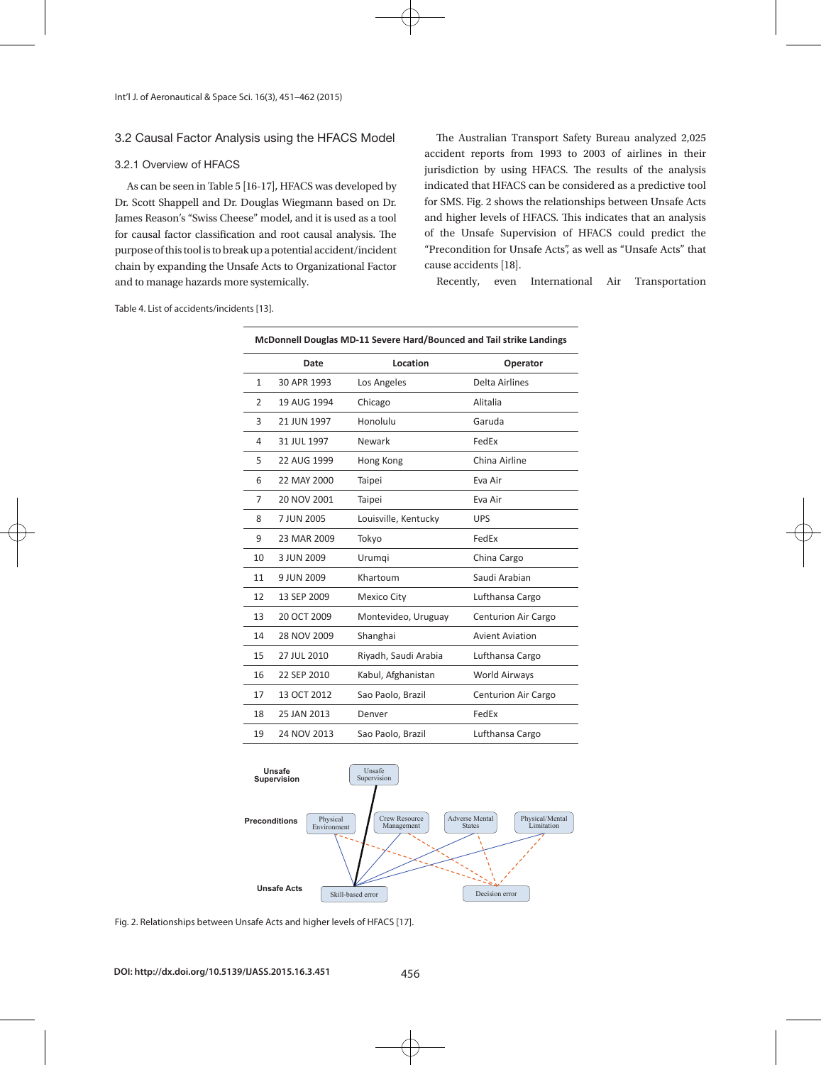### 3.2 Causal Factor Analysis using the HFACS Model

#### 3.2.1 Overview of HFACS

As can be seen in Table 5 [16-17], HFACS was developed by Dr. Scott Shappell and Dr. Douglas Wiegmann based on Dr. James Reason's "Swiss Cheese" model, and it is used as a tool for causal factor classification and root causal analysis. The purpose of this tool is to break up a potential accident/incident chain by expanding the Unsafe Acts to Organizational Factor and to manage hazards more systemically.

The Australian Transport Safety Bureau analyzed 2,025 accident reports from 1993 to 2003 of airlines in their jurisdiction by using HFACS. The results of the analysis indicated that HFACS can be considered as a predictive tool for SMS. Fig. 2 shows the relationships between Unsafe Acts and higher levels of HFACS. This indicates that an analysis of the Unsafe Supervision of HFACS could predict the "Precondition for Unsafe Acts", as well as "Unsafe Acts" that cause accidents [18].

Recently, even International Air Transportation

Table 4. List of accidents/incidents [13].

| McDonnell Douglas MD-11 Severe Hard/Bounced and Tail strike Landings | | | |
|---|---|---|---|
| | Date | Location | Operator |
| 1 | 30 APR 1993 | Los Angeles | Delta Airlines |
| 2 | 19 AUG 1994 | Chicago | Alitalia |
| 3 | 21 JUN 1997 | Honolulu | Garuda |
| 4 | 31 JUL 1997 | Newark | FedEx |
| 5 | 22 AUG 1999 | Hong Kong | China Airline |
| 6 | 22 MAY 2000 | Taipei | Eva Air |
| 7 | 20 NOV 2001 | Taipei | Eva Air |
| 8 | 7 JUN 2005 | Louisville, Kentucky | UPS |
| 9 | 23 MAR 2009 | Tokyo | FedEx |
| 10 | 3 JUN 2009 | Urumqi | China Cargo |
| 11 | 9 JUN 2009 | Khartoum | Saudi Arabian |
| 12 | 13 SEP 2009 | Mexico City | Lufthansa Cargo |
| 13 | 20 OCT 2009 | Montevideo, Uruguay | Centurion Air Cargo |
| 14 | 28 NOV 2009 | Shanghai | Avient Aviation |
| 15 | 27 JUL 2010 | Riyadh, Saudi Arabia | Lufthansa Cargo |
| 16 | 22 SEP 2010 | Kabul, Afghanistan | World Airways |
| 17 | 13 OCT 2012 | Sao Paolo, Brazil | Centurion Air Cargo |
| 18 | 25 JAN 2013 | Denver | FedEx |
| 19 | 24 NOV 2013 | Sao Paolo, Brazil | Lufthansa Cargo |

Fig. 2. Relationships between Unsafe Acts and higher levels of HFACS [17].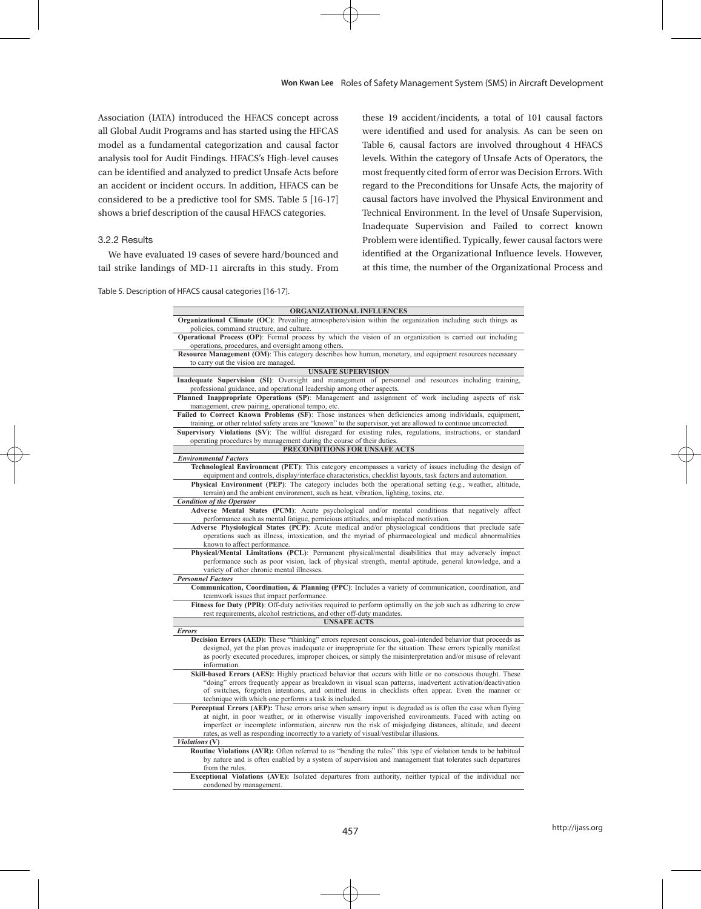Association (IATA) introduced the HFACS concept across all Global Audit Programs and has started using the HFCAS model as a fundamental categorization and causal factor analysis tool for Audit Findings. HFACS's High-level causes can be identified and analyzed to predict Unsafe Acts before an accident or incident occurs. In addition, HFACS can be considered to be a predictive tool for SMS. Table 5 [16-17] shows a brief description of the causal HFACS categories.

### 3.2.2 Results

We have evaluated 19 cases of severe hard/bounced and tail strike landings of MD-11 aircrafts in this study. From these 19 accident/incidents, a total of 101 causal factors were identified and used for analysis. As can be seen on Table 6, causal factors are involved throughout 4 HFACS levels. Within the category of Unsafe Acts of Operators, the most frequently cited form of error was Decision Errors. With regard to the Preconditions for Unsafe Acts, the majority of causal factors have involved the Physical Environment and Technical Environment. In the level of Unsafe Supervision, Inadequate Supervision and Failed to correct known Problem were identified. Typically, fewer causal factors were identified at the Organizational Influence levels. However, at this time, the number of the Organizational Process and

Table 5. Description of HFACS causal categories [16-17].

| **ORGANIZATIONAL INFLUENCES** |
|---|
| **Organizational Climate (OC)**: Prevailing atmosphere/vision within the organization including such things as policies, command structure, and culture. |
| **Operational Process (OP)**: Formal process by which the vision of an organization is carried out including operations, procedures, and oversight among others. |
| **Resource Management (OM)**: This category describes how human, monetary, and equipment resources necessary to carry out the vision are managed. |
| **UNSAFE SUPERVISION** |
| **Inadequate Supervision (SI)**: Oversight and management of personnel and resources including training, professional guidance, and operational leadership among other aspects. |
| **Planned Inappropriate Operations (SP)**: Management and assignment of work including aspects of risk management, crew pairing, operational tempo, etc. |
| **Failed to Correct Known Problems (SF)**: Those instances when deficiencies among individuals, equipment, training, or other related safety areas are "known" to the supervisor, yet are allowed to continue uncorrected. |
| **Supervisory Violations (SV)**: The willful disregard for existing rules, regulations, instructions, or standard operating procedures by management during the course of their duties. |
| **PRECONDITIONS FOR UNSAFE ACTS** |
| ***Environmental Factors*** |
| **Technological Environment (PET)**: This category encompasses a variety of issues including the design of equipment and controls, display/interface characteristics, checklist layouts, task factors and automation. |
| **Physical Environment (PEP)**: The category includes both the operational setting (e.g., weather, altitude, terrain) and the ambient environment, such as heat, vibration, lighting, toxins, etc. |
| ***Condition of the Operator*** |
| **Adverse Mental States (PCM)**: Acute psychological and/or mental conditions that negatively affect performance such as mental fatigue, pernicious attitudes, and misplaced motivation. |
| **Adverse Physiological States (PCP)**: Acute medical and/or physiological conditions that preclude safe operations such as illness, intoxication, and the myriad of pharmacological and medical abnormalities known to affect performance. |
| **Physical/Mental Limitations (PCL)**: Permanent physical/mental disabilities that may adversely impact performance such as poor vision, lack of physical strength, mental aptitude, general knowledge, and a variety of other chronic mental illnesses. |
| ***Personnel Factors*** |
| **Communication, Coordination, & Planning (PPC)**: Includes a variety of communication, coordination, and teamwork issues that impact performance. |
| **Fitness for Duty (PPR)**: Off-duty activities required to perform optimally on the job such as adhering to crew rest requirements, alcohol restrictions, and other off-duty mandates. |
| **UNSAFE ACTS** |
| ***Errors*** |
| **Decision Errors (AED):** These "thinking" errors represent conscious, goal-intended behavior that proceeds as designed, yet the plan proves inadequate or inappropriate for the situation. These errors typically manifest as poorly executed procedures, improper choices, or simply the misinterpretation and/or misuse of relevant information. |
| **Skill-based Errors (AES):** Highly practiced behavior that occurs with little or no conscious thought. These "doing" errors frequently appear as breakdown in visual scan patterns, inadvertent activation/deactivation of switches, forgotten intentions, and omitted items in checklists often appear. Even the manner or technique with which one performs a task is included. |
| **Perceptual Errors (AEP):** These errors arise when sensory input is degraded as is often the case when flying at night, in poor weather, or in otherwise visually impoverished environments. Faced with acting on imperfect or incomplete information, aircrew run the risk of misjudging distances, altitude, and decent rates, as well as responding incorrectly to a variety of visual/vestibular illusions. |
| ***Violations* (V)** |
| **Routine Violations (AVR):** Often referred to as "bending the rules" this type of violation tends to be habitual by nature and is often enabled by a system of supervision and management that tolerates such departures from the rules. |
| **Exceptional Violations (AVE):** Isolated departures from authority, neither typical of the individual nor condoned by management. |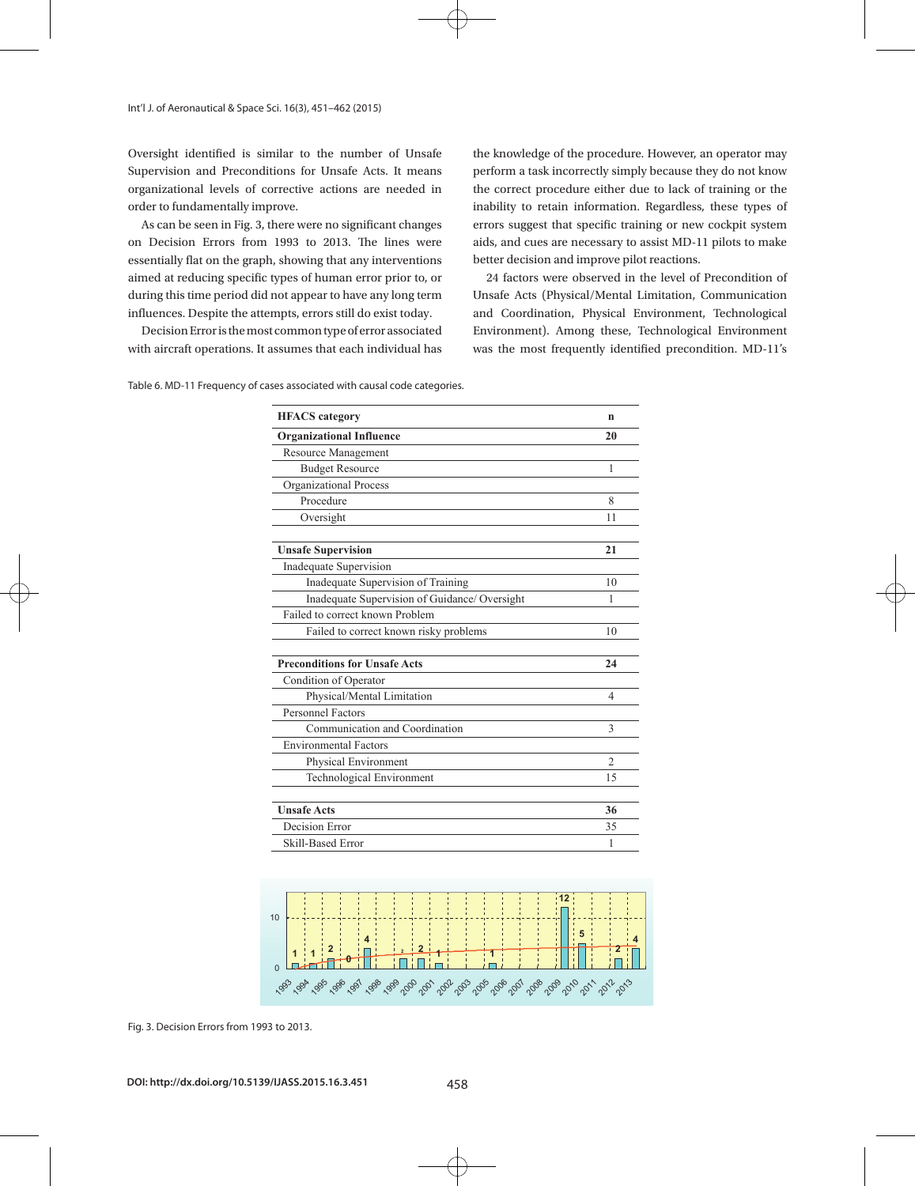Oversight identified is similar to the number of Unsafe Supervision and Preconditions for Unsafe Acts. It means organizational levels of corrective actions are needed in order to fundamentally improve.

As can be seen in Fig. 3, there were no significant changes on Decision Errors from 1993 to 2013. The lines were essentially flat on the graph, showing that any interventions aimed at reducing specific types of human error prior to, or during this time period did not appear to have any long term influences. Despite the attempts, errors still do exist today.

Decision Error is the most common type of error associated with aircraft operations. It assumes that each individual has the knowledge of the procedure. However, an operator may perform a task incorrectly simply because they do not know the correct procedure either due to lack of training or the inability to retain information. Regardless, these types of errors suggest that specific training or new cockpit system aids, and cues are necessary to assist MD-11 pilots to make better decision and improve pilot reactions.

24 factors were observed in the level of Precondition of Unsafe Acts (Physical/Mental Limitation, Communication and Coordination, Physical Environment, Technological Environment). Among these, Technological Environment was the most frequently identified precondition. MD-11's

Table 6. MD-11 Frequency of cases associated with causal code categories.

| HFACS category | n |
|---|---|
| **Organizational Influence** | **20** |
| Resource Management | |
| Budget Resource | 1 |
| Organizational Process | |
| Procedure | 8 |
| Oversight | 11 |
| | |
| **Unsafe Supervision** | **21** |
| Inadequate Supervision | |
| Inadequate Supervision of Training | 10 |
| Inadequate Supervision of Guidance/ Oversight | 1 |
| Failed to correct known Problem | |
| Failed to correct known risky problems | 10 |
| | |
| **Preconditions for Unsafe Acts** | **24** |
| Condition of Operator | |
| Physical/Mental Limitation | 4 |
| Personnel Factors | |
| Communication and Coordination | 3 |
| Environmental Factors | |
| Physical Environment | 2 |
| Technological Environment | 15 |
| | |
| **Unsafe Acts** | **36** |
| Decision Error | 35 |
| Skill-Based Error | 1 |

Fig. 3. Decision Errors from 1993 to 2013.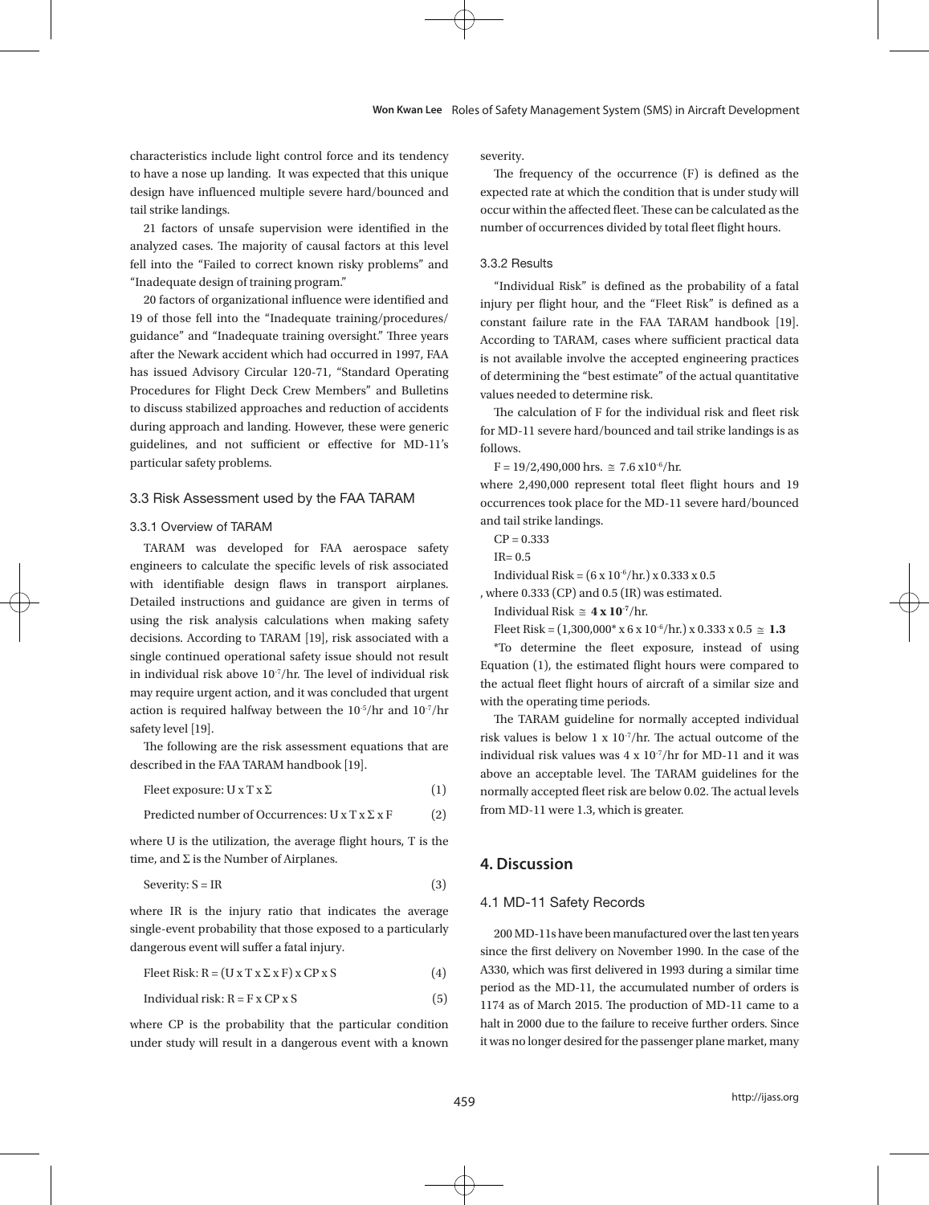characteristics include light control force and its tendency to have a nose up landing. It was expected that this unique design have influenced multiple severe hard/bounced and tail strike landings.

21 factors of unsafe supervision were identified in the analyzed cases. The majority of causal factors at this level fell into the "Failed to correct known risky problems" and "Inadequate design of training program."

20 factors of organizational influence were identified and 19 of those fell into the "Inadequate training/procedures/guidance" and "Inadequate training oversight." Three years after the Newark accident which had occurred in 1997, FAA has issued Advisory Circular 120-71, "Standard Operating Procedures for Flight Deck Crew Members" and Bulletins to discuss stabilized approaches and reduction of accidents during approach and landing. However, these were generic guidelines, and not sufficient or effective for MD-11's particular safety problems.

### 3.3 Risk Assessment used by the FAA TARAM

#### 3.3.1 Overview of TARAM

TARAM was developed for FAA aerospace safety engineers to calculate the specific levels of risk associated with identifiable design flaws in transport airplanes. Detailed instructions and guidance are given in terms of using the risk analysis calculations when making safety decisions. According to TARAM [19], risk associated with a single continued operational safety issue should not result in individual risk above $10^{-7}$/hr. The level of individual risk may require urgent action, and it was concluded that urgent action is required halfway between the $10^{-5}$/hr and $10^{-7}$/hr safety level [19].

The following are the risk assessment equations that are described in the FAA TARAM handbook [19].

$$\text{Fleet exposure: } U \times T \times \Sigma \tag{1}$$

$$\text{Predicted number of Occurrences: } U \times T \times \Sigma \times F \tag{2}$$

where U is the utilization, the average flight hours, T is the time, and Σ is the Number of Airplanes.

$$\text{Severity: } S = IR \tag{3}$$

where IR is the injury ratio that indicates the average single-event probability that those exposed to a particularly dangerous event will suffer a fatal injury.

$$\text{Fleet Risk: } R = (U \times T \times \Sigma \times F) \times CP \times S \tag{4}$$

$$\text{Individual risk: } R = F \times CP \times S \tag{5}$$

where CP is the probability that the particular condition under study will result in a dangerous event with a known severity.

The frequency of the occurrence (F) is defined as the expected rate at which the condition that is under study will occur within the affected fleet. These can be calculated as the number of occurrences divided by total fleet flight hours.

#### 3.3.2 Results

"Individual Risk" is defined as the probability of a fatal injury per flight hour, and the "Fleet Risk" is defined as a constant failure rate in the FAA TARAM handbook [19]. According to TARAM, cases where sufficient practical data is not available involve the accepted engineering practices of determining the "best estimate" of the actual quantitative values needed to determine risk.

The calculation of F for the individual risk and fleet risk for MD-11 severe hard/bounced and tail strike landings is as follows.

$F = 19/2{,}490{,}000 \text{ hrs.} \cong 7.6 \times 10^{-6}/\text{hr.}$

where 2,490,000 represent total fleet flight hours and 19 occurrences took place for the MD-11 severe hard/bounced and tail strike landings.

CP = 0.333

IR= 0.5

Individual Risk = $(6 \times 10^{-6}/\text{hr.}) \times 0.333 \times 0.5$

, where 0.333 (CP) and 0.5 (IR) was estimated.

Individual Risk $\cong$ $\mathbf{4 \times 10^{-7}}$/hr.

Fleet Risk = $(1{,}300{,}000^{*} \times 6 \times 10^{-6}/\text{hr.}) \times 0.333 \times 0.5 \cong \mathbf{1.3}$

*To determine the fleet exposure, instead of using Equation (1), the estimated flight hours were compared to the actual fleet flight hours of aircraft of a similar size and with the operating time periods.

The TARAM guideline for normally accepted individual risk values is below $1 \times 10^{-7}$/hr. The actual outcome of the individual risk values was $4 \times 10^{-7}$/hr for MD-11 and it was above an acceptable level. The TARAM guidelines for the normally accepted fleet risk are below 0.02. The actual levels from MD-11 were 1.3, which is greater.

## 4. Discussion

### 4.1 MD-11 Safety Records

200 MD-11s have been manufactured over the last ten years since the first delivery on November 1990. In the case of the A330, which was first delivered in 1993 during a similar time period as the MD-11, the accumulated number of orders is 1174 as of March 2015. The production of MD-11 came to a halt in 2000 due to the failure to receive further orders. Since it was no longer desired for the passenger plane market, many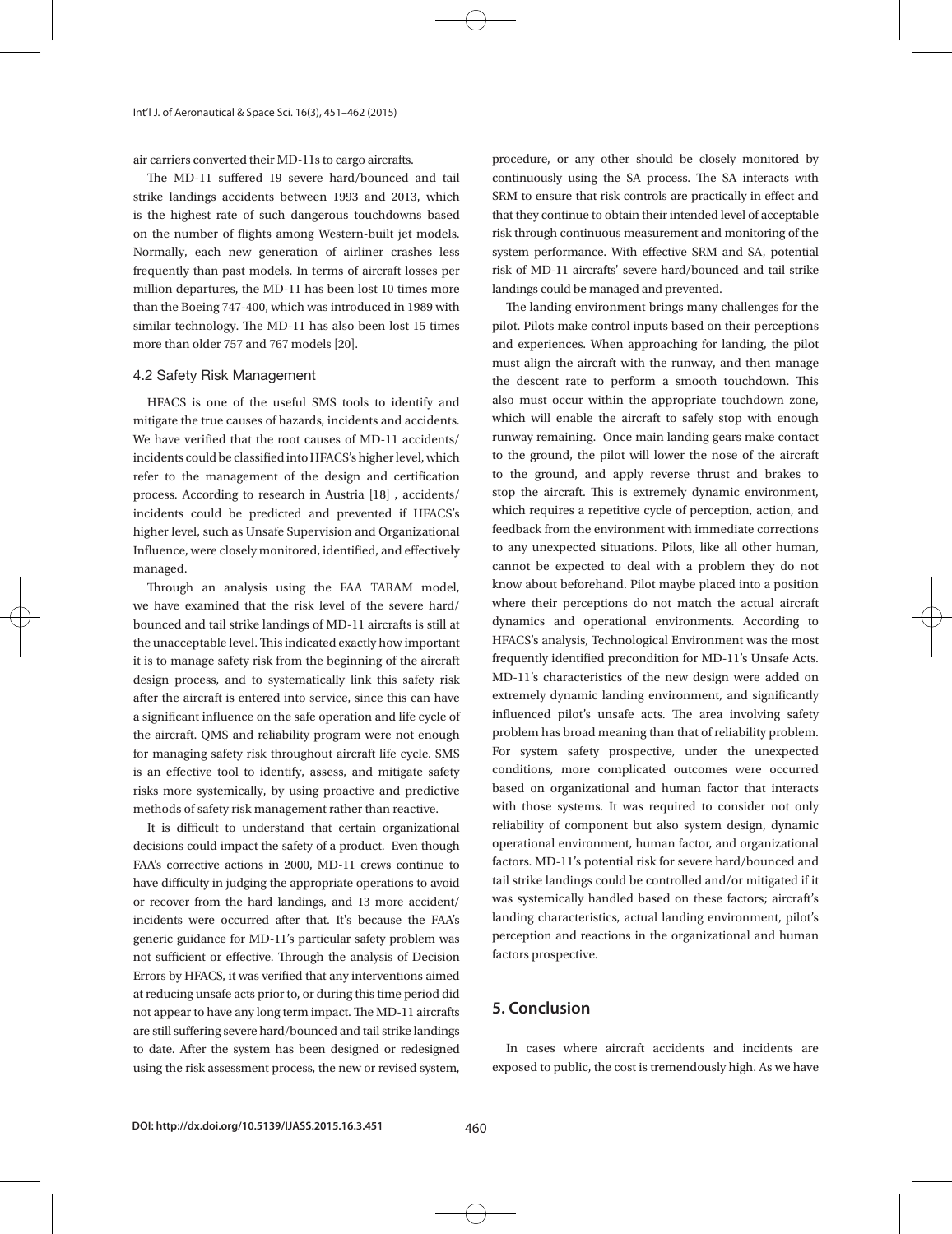air carriers converted their MD-11s to cargo aircrafts.

The MD-11 suffered 19 severe hard/bounced and tail strike landings accidents between 1993 and 2013, which is the highest rate of such dangerous touchdowns based on the number of flights among Western-built jet models. Normally, each new generation of airliner crashes less frequently than past models. In terms of aircraft losses per million departures, the MD-11 has been lost 10 times more than the Boeing 747-400, which was introduced in 1989 with similar technology. The MD-11 has also been lost 15 times more than older 757 and 767 models [20].

### 4.2 Safety Risk Management

HFACS is one of the useful SMS tools to identify and mitigate the true causes of hazards, incidents and accidents. We have verified that the root causes of MD-11 accidents/incidents could be classified into HFACS's higher level, which refer to the management of the design and certification process. According to research in Austria [18] , accidents/incidents could be predicted and prevented if HFACS's higher level, such as Unsafe Supervision and Organizational Influence, were closely monitored, identified, and effectively managed.

Through an analysis using the FAA TARAM model, we have examined that the risk level of the severe hard/bounced and tail strike landings of MD-11 aircrafts is still at the unacceptable level. This indicated exactly how important it is to manage safety risk from the beginning of the aircraft design process, and to systematically link this safety risk after the aircraft is entered into service, since this can have a significant influence on the safe operation and life cycle of the aircraft. QMS and reliability program were not enough for managing safety risk throughout aircraft life cycle. SMS is an effective tool to identify, assess, and mitigate safety risks more systemically, by using proactive and predictive methods of safety risk management rather than reactive.

It is difficult to understand that certain organizational decisions could impact the safety of a product. Even though FAA's corrective actions in 2000, MD-11 crews continue to have difficulty in judging the appropriate operations to avoid or recover from the hard landings, and 13 more accident/incidents were occurred after that. It's because the FAA's generic guidance for MD-11's particular safety problem was not sufficient or effective. Through the analysis of Decision Errors by HFACS, it was verified that any interventions aimed at reducing unsafe acts prior to, or during this time period did not appear to have any long term impact. The MD-11 aircrafts are still suffering severe hard/bounced and tail strike landings to date. After the system has been designed or redesigned using the risk assessment process, the new or revised system, procedure, or any other should be closely monitored by continuously using the SA process. The SA interacts with SRM to ensure that risk controls are practically in effect and that they continue to obtain their intended level of acceptable risk through continuous measurement and monitoring of the system performance. With effective SRM and SA, potential risk of MD-11 aircrafts' severe hard/bounced and tail strike landings could be managed and prevented.

The landing environment brings many challenges for the pilot. Pilots make control inputs based on their perceptions and experiences. When approaching for landing, the pilot must align the aircraft with the runway, and then manage the descent rate to perform a smooth touchdown. This also must occur within the appropriate touchdown zone, which will enable the aircraft to safely stop with enough runway remaining. Once main landing gears make contact to the ground, the pilot will lower the nose of the aircraft to the ground, and apply reverse thrust and brakes to stop the aircraft. This is extremely dynamic environment, which requires a repetitive cycle of perception, action, and feedback from the environment with immediate corrections to any unexpected situations. Pilots, like all other human, cannot be expected to deal with a problem they do not know about beforehand. Pilot maybe placed into a position where their perceptions do not match the actual aircraft dynamics and operational environments. According to HFACS's analysis, Technological Environment was the most frequently identified precondition for MD-11's Unsafe Acts. MD-11's characteristics of the new design were added on extremely dynamic landing environment, and significantly influenced pilot's unsafe acts. The area involving safety problem has broad meaning than that of reliability problem. For system safety prospective, under the unexpected conditions, more complicated outcomes were occurred based on organizational and human factor that interacts with those systems. It was required to consider not only reliability of component but also system design, dynamic operational environment, human factor, and organizational factors. MD-11's potential risk for severe hard/bounced and tail strike landings could be controlled and/or mitigated if it was systemically handled based on these factors; aircraft's landing characteristics, actual landing environment, pilot's perception and reactions in the organizational and human factors prospective.

## 5. Conclusion

In cases where aircraft accidents and incidents are exposed to public, the cost is tremendously high. As we have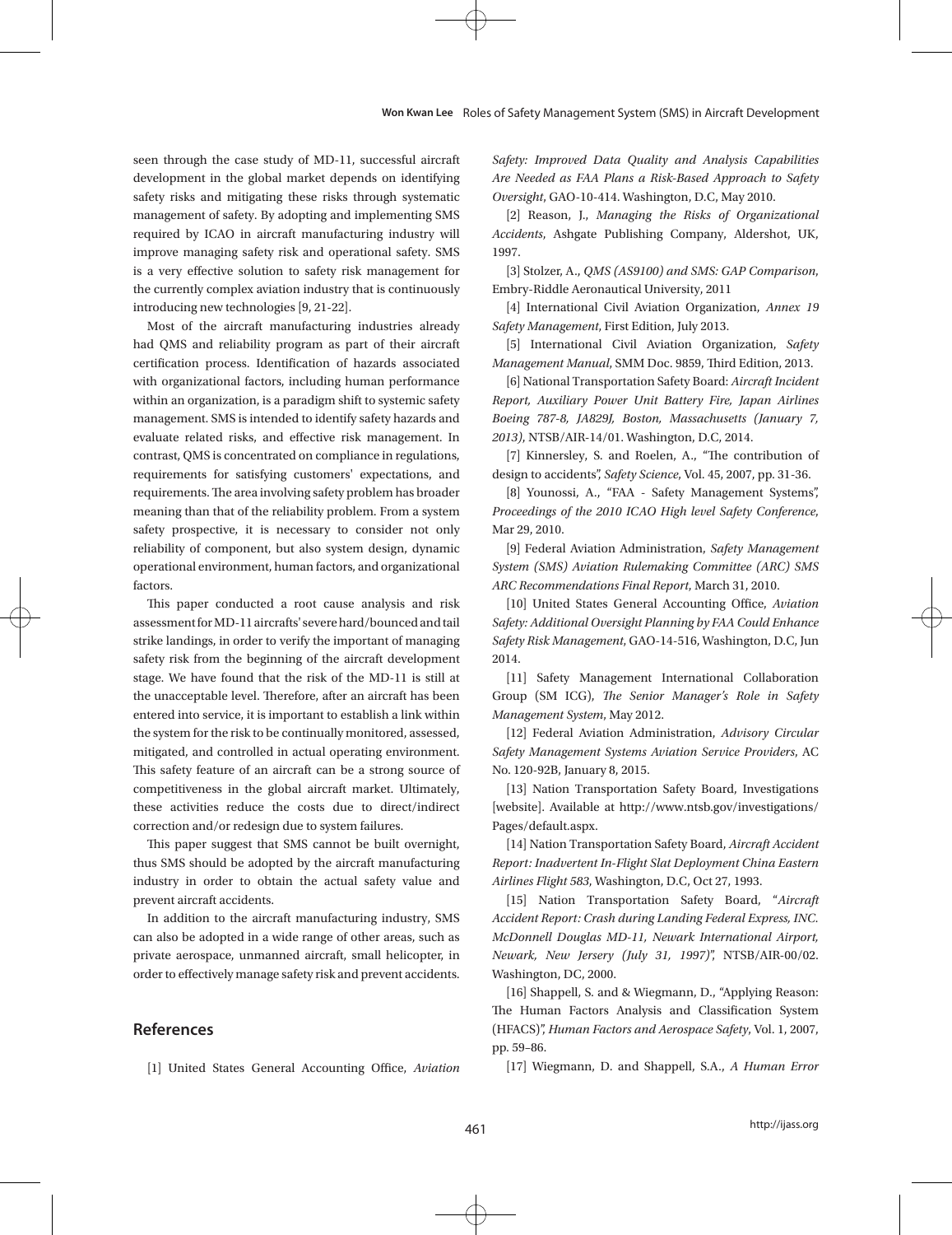seen through the case study of MD-11, successful aircraft development in the global market depends on identifying safety risks and mitigating these risks through systematic management of safety. By adopting and implementing SMS required by ICAO in aircraft manufacturing industry will improve managing safety risk and operational safety. SMS is a very effective solution to safety risk management for the currently complex aviation industry that is continuously introducing new technologies [9, 21-22].

Most of the aircraft manufacturing industries already had QMS and reliability program as part of their aircraft certification process. Identification of hazards associated with organizational factors, including human performance within an organization, is a paradigm shift to systemic safety management. SMS is intended to identify safety hazards and evaluate related risks, and effective risk management. In contrast, QMS is concentrated on compliance in regulations, requirements for satisfying customers' expectations, and requirements. The area involving safety problem has broader meaning than that of the reliability problem. From a system safety prospective, it is necessary to consider not only reliability of component, but also system design, dynamic operational environment, human factors, and organizational factors.

This paper conducted a root cause analysis and risk assessment for MD-11 aircrafts' severe hard/bounced and tail strike landings, in order to verify the important of managing safety risk from the beginning of the aircraft development stage. We have found that the risk of the MD-11 is still at the unacceptable level. Therefore, after an aircraft has been entered into service, it is important to establish a link within the system for the risk to be continually monitored, assessed, mitigated, and controlled in actual operating environment. This safety feature of an aircraft can be a strong source of competitiveness in the global aircraft market. Ultimately, these activities reduce the costs due to direct/indirect correction and/or redesign due to system failures.

This paper suggest that SMS cannot be built overnight, thus SMS should be adopted by the aircraft manufacturing industry in order to obtain the actual safety value and prevent aircraft accidents.

In addition to the aircraft manufacturing industry, SMS can also be adopted in a wide range of other areas, such as private aerospace, unmanned aircraft, small helicopter, in order to effectively manage safety risk and prevent accidents.

## References

[1] United States General Accounting Office, *Aviation Safety: Improved Data Quality and Analysis Capabilities Are Needed as FAA Plans a Risk-Based Approach to Safety Oversight*, GAO-10-414. Washington, D.C, May 2010.

[2] Reason, J., *Managing the Risks of Organizational Accidents*, Ashgate Publishing Company, Aldershot, UK, 1997.

[3] Stolzer, A., *QMS (AS9100) and SMS: GAP Comparison*, Embry-Riddle Aeronautical University, 2011

[4] International Civil Aviation Organization, *Annex 19 Safety Management*, First Edition, July 2013.

[5] International Civil Aviation Organization, *Safety Management Manual*, SMM Doc. 9859, Third Edition, 2013.

[6] National Transportation Safety Board: *Aircraft Incident Report, Auxiliary Power Unit Battery Fire, Japan Airlines Boeing 787-8, JA829J, Boston, Massachusetts (January 7, 2013)*, NTSB/AIR-14/01. Washington, D.C, 2014.

[7] Kinnersley, S. and Roelen, A., "The contribution of design to accidents", *Safety Science*, Vol. 45, 2007, pp. 31-36.

[8] Younossi, A., "FAA - Safety Management Systems", *Proceedings of the 2010 ICAO High level Safety Conference*, Mar 29, 2010.

[9] Federal Aviation Administration, *Safety Management System (SMS) Aviation Rulemaking Committee (ARC) SMS ARC Recommendations Final Report*, March 31, 2010.

[10] United States General Accounting Office, *Aviation Safety: Additional Oversight Planning by FAA Could Enhance Safety Risk Management*, GAO-14-516, Washington, D.C, Jun 2014.

[11] Safety Management International Collaboration Group (SM ICG), *The Senior Manager's Role in Safety Management System*, May 2012.

[12] Federal Aviation Administration, *Advisory Circular Safety Management Systems Aviation Service Providers*, AC No. 120-92B, January 8, 2015.

[13] Nation Transportation Safety Board, Investigations [website]. Available at http://www.ntsb.gov/investigations/Pages/default.aspx.

[14] Nation Transportation Safety Board, *Aircraft Accident Report: Inadvertent In-Flight Slat Deployment China Eastern Airlines Flight 583*, Washington, D.C, Oct 27, 1993.

[15] Nation Transportation Safety Board, "*Aircraft Accident Report: Crash during Landing Federal Express, INC. McDonnell Douglas MD-11, Newark International Airport, Newark, New Jersery (July 31, 1997)*", NTSB/AIR-00/02. Washington, DC, 2000.

[16] Shappell, S. and & Wiegmann, D., "Applying Reason: The Human Factors Analysis and Classification System (HFACS)", *Human Factors and Aerospace Safety*, Vol. 1, 2007, pp. 59–86.

[17] Wiegmann, D. and Shappell, S.A., *A Human Error*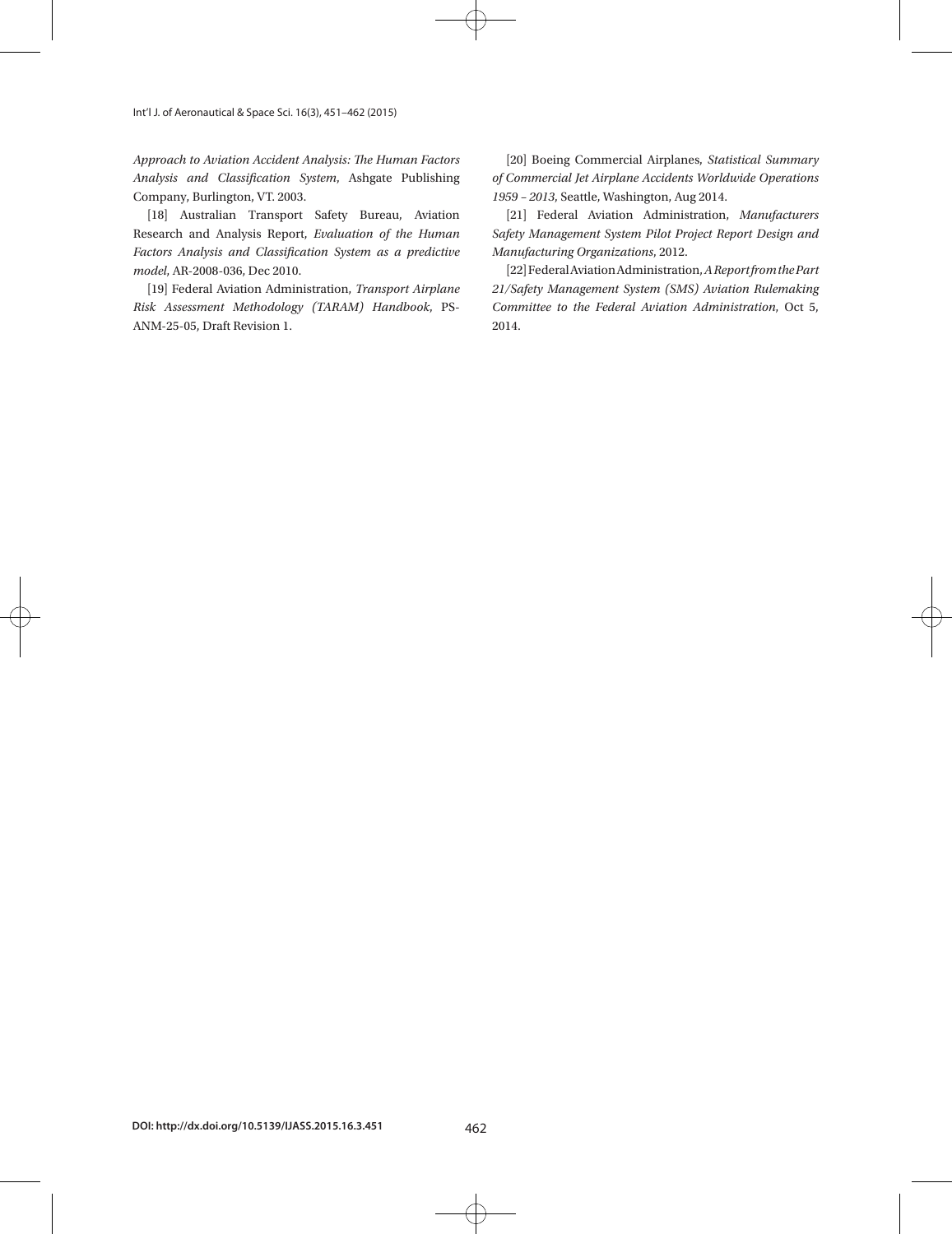*Approach to Aviation Accident Analysis: The Human Factors Analysis and Classification System*, Ashgate Publishing Company, Burlington, VT. 2003.

[18] Australian Transport Safety Bureau, Aviation Research and Analysis Report, *Evaluation of the Human Factors Analysis and Classification System as a predictive model*, AR-2008-036, Dec 2010.

[19] Federal Aviation Administration, *Transport Airplane Risk Assessment Methodology (TARAM) Handbook*, PS-ANM-25-05, Draft Revision 1.

[20] Boeing Commercial Airplanes, *Statistical Summary of Commercial Jet Airplane Accidents Worldwide Operations 1959 – 2013*, Seattle, Washington, Aug 2014.

[21] Federal Aviation Administration, *Manufacturers Safety Management System Pilot Project Report Design and Manufacturing Organizations*, 2012.

[22] Federal Aviation Administration, *A Report from the Part 21/Safety Management System (SMS) Aviation Rulemaking Committee to the Federal Aviation Administration*, Oct 5, 2014.